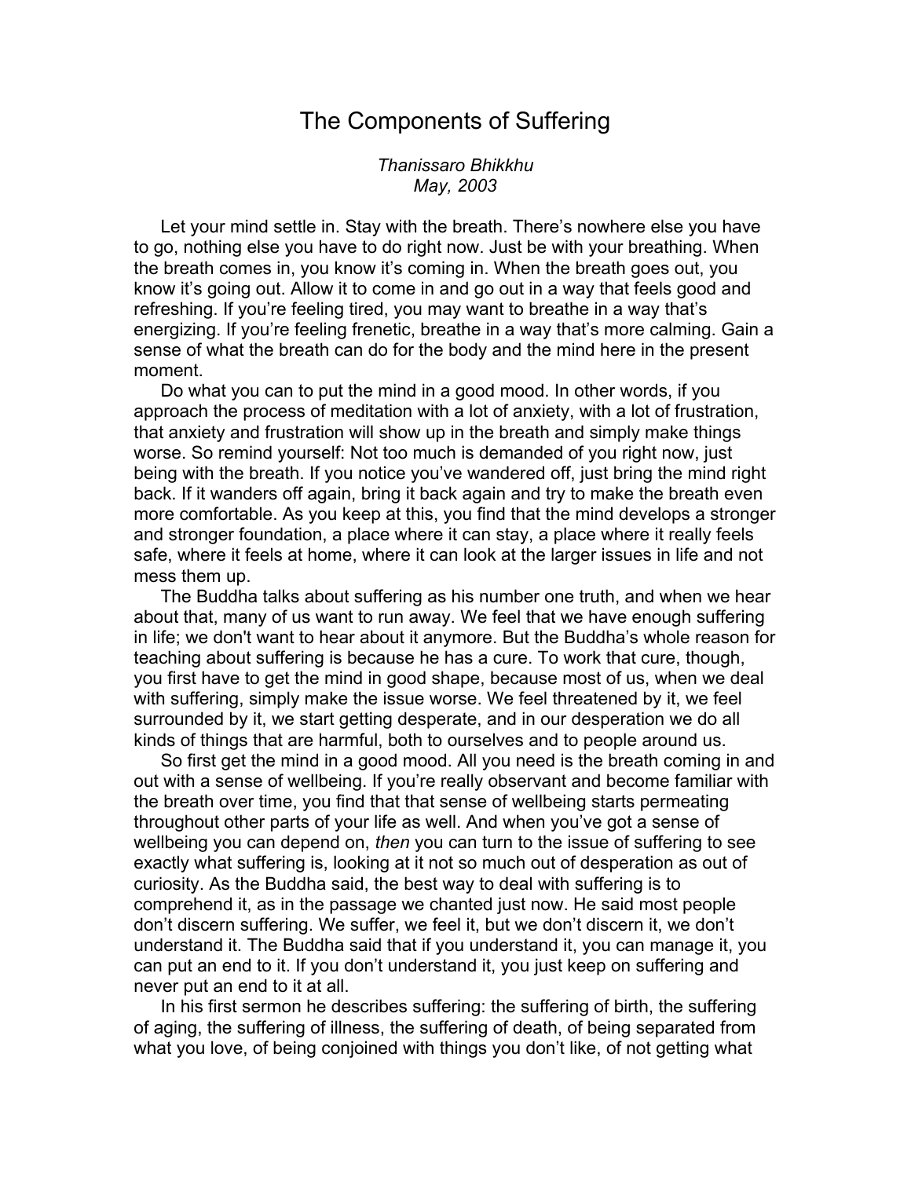# The Components of Suffering

*Thanissaro Bhikkhu*
*May, 2003*

Let your mind settle in. Stay with the breath. There's nowhere else you have to go, nothing else you have to do right now. Just be with your breathing. When the breath comes in, you know it's coming in. When the breath goes out, you know it's going out. Allow it to come in and go out in a way that feels good and refreshing. If you're feeling tired, you may want to breathe in a way that's energizing. If you're feeling frenetic, breathe in a way that's more calming. Gain a sense of what the breath can do for the body and the mind here in the present moment.

Do what you can to put the mind in a good mood. In other words, if you approach the process of meditation with a lot of anxiety, with a lot of frustration, that anxiety and frustration will show up in the breath and simply make things worse. So remind yourself: Not too much is demanded of you right now, just being with the breath. If you notice you've wandered off, just bring the mind right back. If it wanders off again, bring it back again and try to make the breath even more comfortable. As you keep at this, you find that the mind develops a stronger and stronger foundation, a place where it can stay, a place where it really feels safe, where it feels at home, where it can look at the larger issues in life and not mess them up.

The Buddha talks about suffering as his number one truth, and when we hear about that, many of us want to run away. We feel that we have enough suffering in life; we don't want to hear about it anymore. But the Buddha's whole reason for teaching about suffering is because he has a cure. To work that cure, though, you first have to get the mind in good shape, because most of us, when we deal with suffering, simply make the issue worse. We feel threatened by it, we feel surrounded by it, we start getting desperate, and in our desperation we do all kinds of things that are harmful, both to ourselves and to people around us.

So first get the mind in a good mood. All you need is the breath coming in and out with a sense of wellbeing. If you're really observant and become familiar with the breath over time, you find that that sense of wellbeing starts permeating throughout other parts of your life as well. And when you've got a sense of wellbeing you can depend on, *then* you can turn to the issue of suffering to see exactly what suffering is, looking at it not so much out of desperation as out of curiosity. As the Buddha said, the best way to deal with suffering is to comprehend it, as in the passage we chanted just now. He said most people don't discern suffering. We suffer, we feel it, but we don't discern it, we don't understand it. The Buddha said that if you understand it, you can manage it, you can put an end to it. If you don't understand it, you just keep on suffering and never put an end to it at all.

In his first sermon he describes suffering: the suffering of birth, the suffering of aging, the suffering of illness, the suffering of death, of being separated from what you love, of being conjoined with things you don't like, of not getting what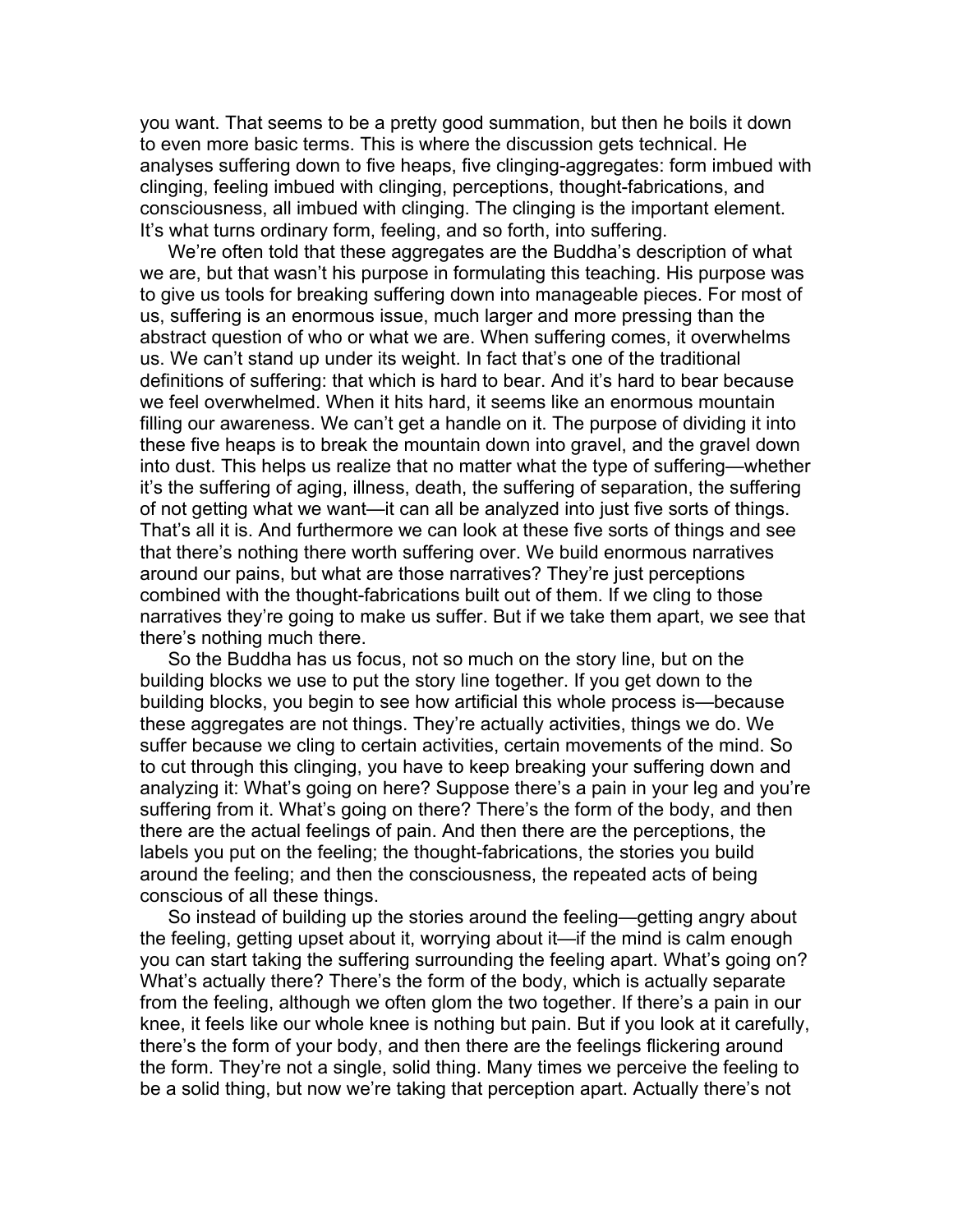you want. That seems to be a pretty good summation, but then he boils it down to even more basic terms. This is where the discussion gets technical. He analyses suffering down to five heaps, five clinging-aggregates: form imbued with clinging, feeling imbued with clinging, perceptions, thought-fabrications, and consciousness, all imbued with clinging. The clinging is the important element. It's what turns ordinary form, feeling, and so forth, into suffering.

We're often told that these aggregates are the Buddha's description of what we are, but that wasn't his purpose in formulating this teaching. His purpose was to give us tools for breaking suffering down into manageable pieces. For most of us, suffering is an enormous issue, much larger and more pressing than the abstract question of who or what we are. When suffering comes, it overwhelms us. We can't stand up under its weight. In fact that's one of the traditional definitions of suffering: that which is hard to bear. And it's hard to bear because we feel overwhelmed. When it hits hard, it seems like an enormous mountain filling our awareness. We can't get a handle on it. The purpose of dividing it into these five heaps is to break the mountain down into gravel, and the gravel down into dust. This helps us realize that no matter what the type of suffering—whether it's the suffering of aging, illness, death, the suffering of separation, the suffering of not getting what we want—it can all be analyzed into just five sorts of things. That's all it is. And furthermore we can look at these five sorts of things and see that there's nothing there worth suffering over. We build enormous narratives around our pains, but what are those narratives? They're just perceptions combined with the thought-fabrications built out of them. If we cling to those narratives they're going to make us suffer. But if we take them apart, we see that there's nothing much there.

So the Buddha has us focus, not so much on the story line, but on the building blocks we use to put the story line together. If you get down to the building blocks, you begin to see how artificial this whole process is—because these aggregates are not things. They're actually activities, things we do. We suffer because we cling to certain activities, certain movements of the mind. So to cut through this clinging, you have to keep breaking your suffering down and analyzing it: What's going on here? Suppose there's a pain in your leg and you're suffering from it. What's going on there? There's the form of the body, and then there are the actual feelings of pain. And then there are the perceptions, the labels you put on the feeling; the thought-fabrications, the stories you build around the feeling; and then the consciousness, the repeated acts of being conscious of all these things.

So instead of building up the stories around the feeling—getting angry about the feeling, getting upset about it, worrying about it—if the mind is calm enough you can start taking the suffering surrounding the feeling apart. What's going on? What's actually there? There's the form of the body, which is actually separate from the feeling, although we often glom the two together. If there's a pain in our knee, it feels like our whole knee is nothing but pain. But if you look at it carefully, there's the form of your body, and then there are the feelings flickering around the form. They're not a single, solid thing. Many times we perceive the feeling to be a solid thing, but now we're taking that perception apart. Actually there's not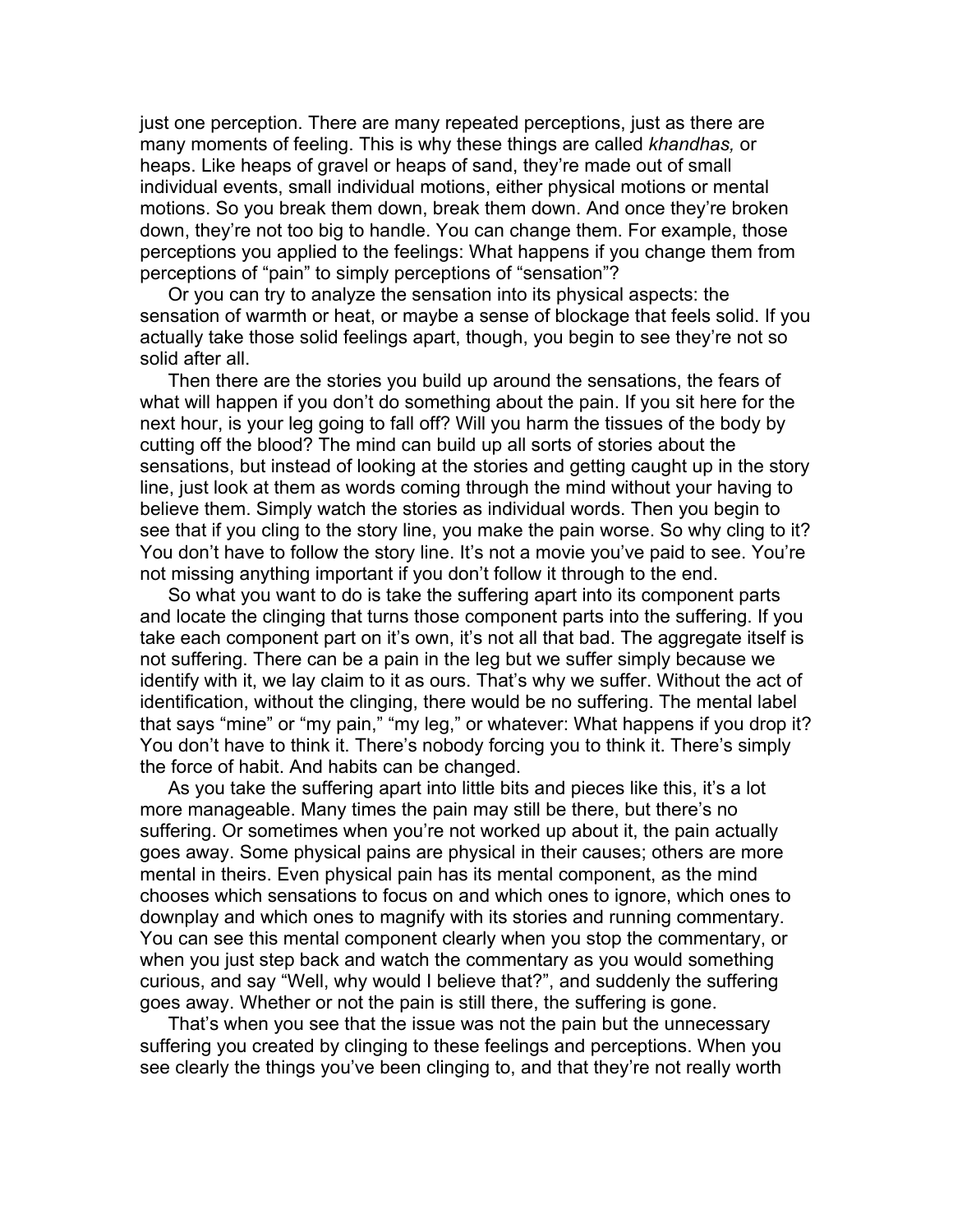just one perception. There are many repeated perceptions, just as there are many moments of feeling. This is why these things are called *khandhas,* or heaps. Like heaps of gravel or heaps of sand, they're made out of small individual events, small individual motions, either physical motions or mental motions. So you break them down, break them down. And once they're broken down, they're not too big to handle. You can change them. For example, those perceptions you applied to the feelings: What happens if you change them from perceptions of "pain" to simply perceptions of "sensation"?

Or you can try to analyze the sensation into its physical aspects: the sensation of warmth or heat, or maybe a sense of blockage that feels solid. If you actually take those solid feelings apart, though, you begin to see they're not so solid after all.

Then there are the stories you build up around the sensations, the fears of what will happen if you don't do something about the pain. If you sit here for the next hour, is your leg going to fall off? Will you harm the tissues of the body by cutting off the blood? The mind can build up all sorts of stories about the sensations, but instead of looking at the stories and getting caught up in the story line, just look at them as words coming through the mind without your having to believe them. Simply watch the stories as individual words. Then you begin to see that if you cling to the story line, you make the pain worse. So why cling to it? You don't have to follow the story line. It's not a movie you've paid to see. You're not missing anything important if you don't follow it through to the end.

So what you want to do is take the suffering apart into its component parts and locate the clinging that turns those component parts into the suffering. If you take each component part on it's own, it's not all that bad. The aggregate itself is not suffering. There can be a pain in the leg but we suffer simply because we identify with it, we lay claim to it as ours. That's why we suffer. Without the act of identification, without the clinging, there would be no suffering. The mental label that says "mine" or "my pain," "my leg," or whatever: What happens if you drop it? You don't have to think it. There's nobody forcing you to think it. There's simply the force of habit. And habits can be changed.

As you take the suffering apart into little bits and pieces like this, it's a lot more manageable. Many times the pain may still be there, but there's no suffering. Or sometimes when you're not worked up about it, the pain actually goes away. Some physical pains are physical in their causes; others are more mental in theirs. Even physical pain has its mental component, as the mind chooses which sensations to focus on and which ones to ignore, which ones to downplay and which ones to magnify with its stories and running commentary. You can see this mental component clearly when you stop the commentary, or when you just step back and watch the commentary as you would something curious, and say "Well, why would I believe that?", and suddenly the suffering goes away. Whether or not the pain is still there, the suffering is gone.

That's when you see that the issue was not the pain but the unnecessary suffering you created by clinging to these feelings and perceptions. When you see clearly the things you've been clinging to, and that they're not really worth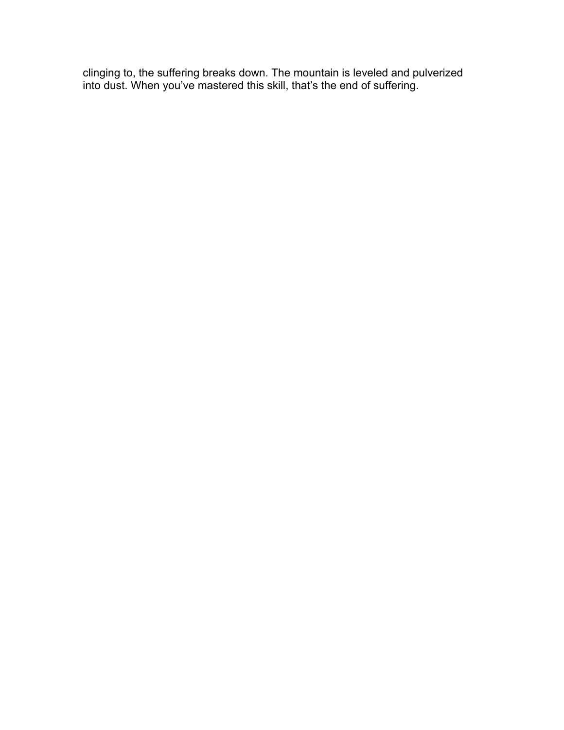clinging to, the suffering breaks down. The mountain is leveled and pulverized into dust. When you've mastered this skill, that's the end of suffering.